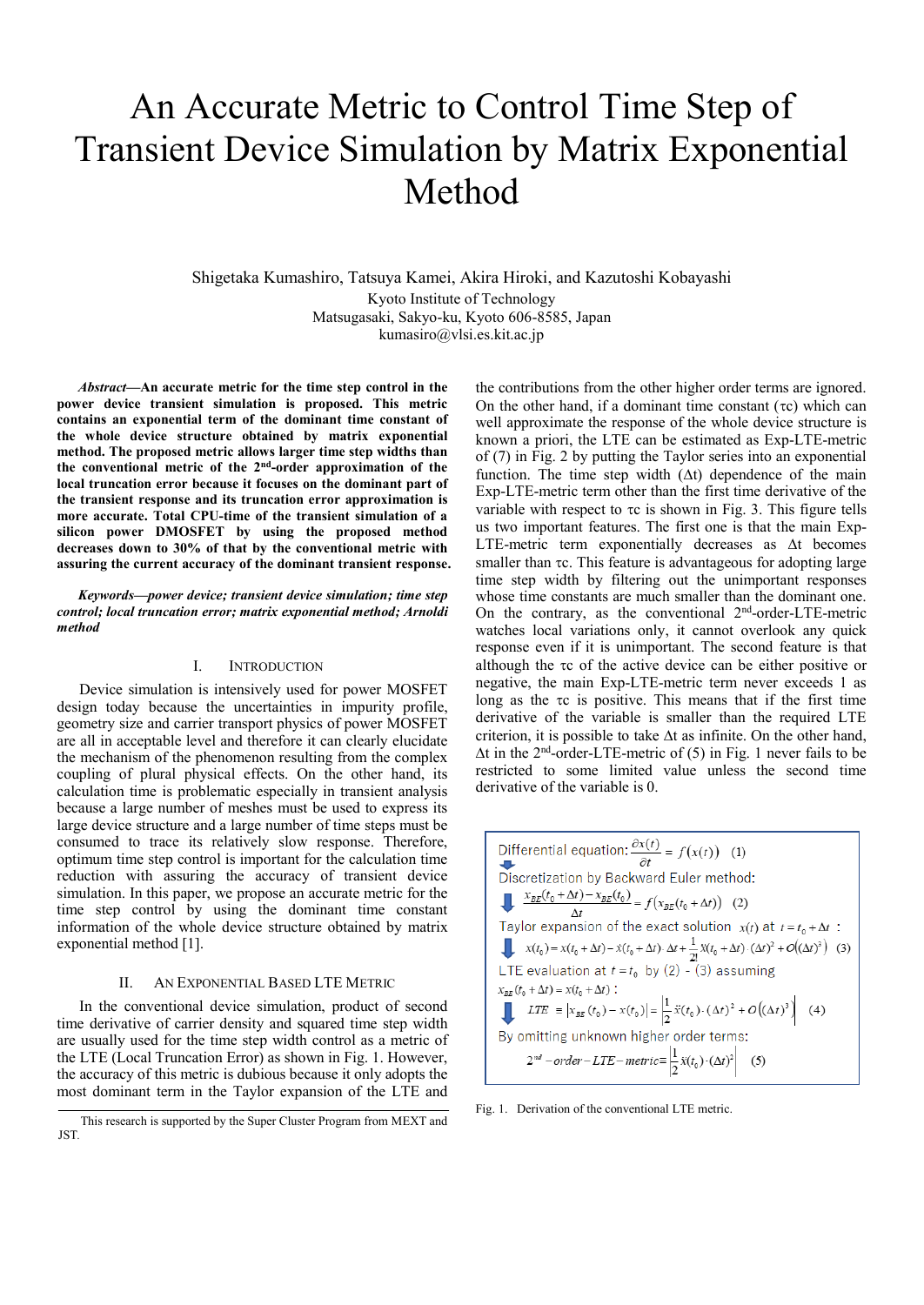# An Accurate Metric to Control Time Step of Transient Device Simulation by Matrix Exponential Method

Shigetaka Kumashiro, Tatsuya Kamei, Akira Hiroki, and Kazutoshi Kobayashi

Kyoto Institute of Technology
Matsugasaki, Sakyo-ku, Kyoto 606-8585, Japan
kumasiro@vlsi.es.kit.ac.jp

***Abstract*—An accurate metric for the time step control in the power device transient simulation is proposed. This metric contains an exponential term of the dominant time constant of the whole device structure obtained by matrix exponential method. The proposed metric allows larger time step widths than the conventional metric of the 2nd-order approximation of the local truncation error because it focuses on the dominant part of the transient response and its truncation error approximation is more accurate. Total CPU-time of the transient simulation of a silicon power DMOSFET by using the proposed method decreases down to 30% of that by the conventional metric with assuring the current accuracy of the dominant transient response.**

***Keywords—power device; transient device simulation; time step control; local truncation error; matrix exponential method; Arnoldi method***

## I. Introduction

Device simulation is intensively used for power MOSFET design today because the uncertainties in impurity profile, geometry size and carrier transport physics of power MOSFET are all in acceptable level and therefore it can clearly elucidate the mechanism of the phenomenon resulting from the complex coupling of plural physical effects. On the other hand, its calculation time is problematic especially in transient analysis because a large number of meshes must be used to express its large device structure and a large number of time steps must be consumed to trace its relatively slow response. Therefore, optimum time step control is important for the calculation time reduction with assuring the accuracy of transient device simulation. In this paper, we propose an accurate metric for the time step control by using the dominant time constant information of the whole device structure obtained by matrix exponential method [1].

## II. An Exponential Based LTE Metric

In the conventional device simulation, product of second time derivative of carrier density and squared time step width are usually used for the time step width control as a metric of the LTE (Local Truncation Error) as shown in Fig. 1. However, the accuracy of this metric is dubious because it only adopts the most dominant term in the Taylor expansion of the LTE and the contributions from the other higher order terms are ignored. On the other hand, if a dominant time constant (τc) which can well approximate the response of the whole device structure is known a priori, the LTE can be estimated as Exp-LTE-metric of (7) in Fig. 2 by putting the Taylor series into an exponential function. The time step width (Δt) dependence of the main Exp-LTE-metric term other than the first time derivative of the variable with respect to τc is shown in Fig. 3. This figure tells us two important features. The first one is that the main Exp-LTE-metric term exponentially decreases as Δt becomes smaller than τc. This feature is advantageous for adopting large time step width by filtering out the unimportant responses whose time constants are much smaller than the dominant one. On the contrary, as the conventional 2nd-order-LTE-metric watches local variations only, it cannot overlook any quick response even if it is unimportant. The second feature is that although the τc of the active device can be either positive or negative, the main Exp-LTE-metric term never exceeds 1 as long as the τc is positive. This means that if the first time derivative of the variable is smaller than the required LTE criterion, it is possible to take Δt as infinite. On the other hand, Δt in the 2nd-order-LTE-metric of (5) in Fig. 1 never fails to be restricted to some limited value unless the second time derivative of the variable is 0.

Differential equation: $\dfrac{\partial x(t)}{\partial t} = f\big(x(t)\big)$ (1)

Discretization by Backward Euler method:

$$\frac{x_{BE}(t_0+\Delta t) - x_{BE}(t_0)}{\Delta t} = f\big(x_{BE}(t_0+\Delta t)\big) \quad (2)$$

Taylor expansion of the exact solution $x(t)$ at $t = t_0 + \Delta t$ :

$$x(t_0) = x(t_0+\Delta t) - \dot{x}(t_0+\Delta t)\cdot\Delta t + \frac{1}{2!}\ddot{x}(t_0+\Delta t)\cdot(\Delta t)^2 + O\big((\Delta t)^3\big) \quad (3)$$

LTE evaluation at $t = t_0$ by (2) - (3) assuming $x_{BE}(t_0+\Delta t) = x(t_0+\Delta t)$ :

$$LTE \equiv \left|x_{BE}(t_0) - x(t_0)\right| = \left|\frac{1}{2}\ddot{x}(t_0)\cdot(\Delta t)^2 + O\big((\Delta t)^3\big)\right| \quad (4)$$

By omitting unknown higher order terms:

$$2^{nd}-order-LTE-metric \equiv \left|\frac{1}{2}\ddot{x}(t_0)\cdot(\Delta t)^2\right| \quad (5)$$

Fig. 1. Derivation of the conventional LTE metric.

This research is supported by the Super Cluster Program from MEXT and JST.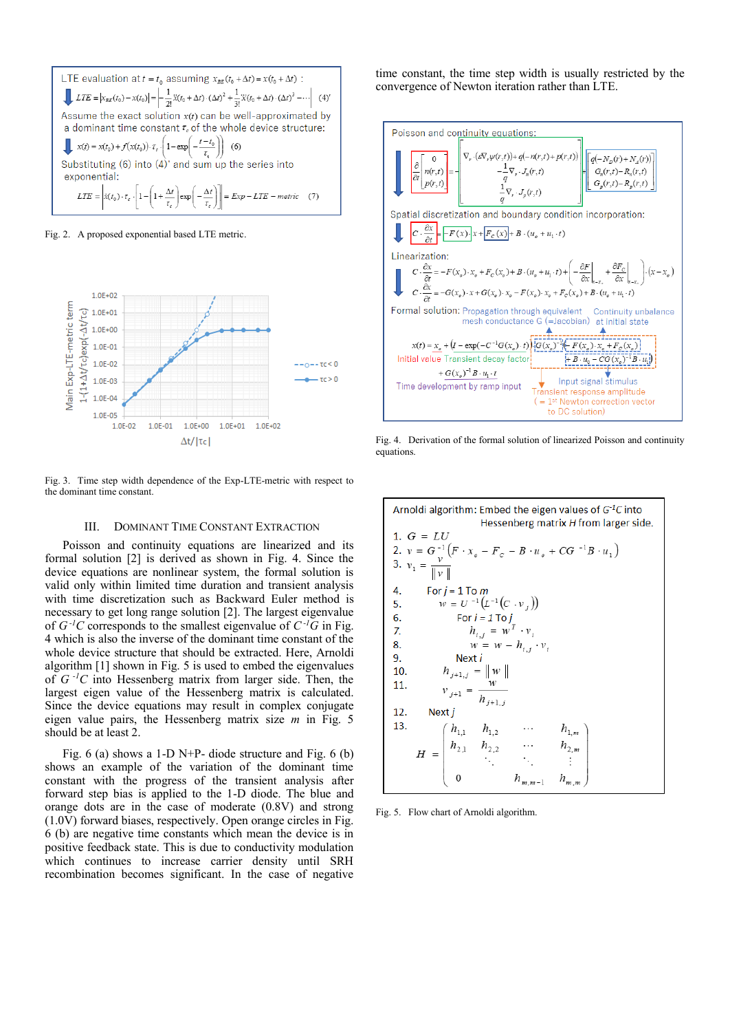LTE evaluation at $t = t_0$ assuming $x_{BE}(t_0+\Delta t) = x(t_0+\Delta t)$ :

$$LTE = \left|x_{BE}(t_0) - x(t_0)\right| = \left|-\frac{1}{2!}\ddot{x}(t_0+\Delta t)\cdot(\Delta t)^2 + \frac{1}{3!}\dddot{x}(t_0+\Delta t)\cdot(\Delta t)^3 - \cdots\right| \quad (4)'$$

Assume the exact solution $x(t)$ can be well-approximated by a dominant time constant $\tau_c$ of the whole device structure:

$$x(t) = x(t_0) + f(x(t_0))\cdot\tau_c\cdot\left\{1 - \exp\left(-\frac{t-t_0}{\tau_c}\right)\right\} \quad (6)$$

Substituting (6) into (4)' and sum up the series into exponential:

$$LTE = \left|\dot{x}(t_0)\cdot\tau_c\cdot\left[1 - \left(1 + \frac{\Delta t}{\tau_c}\right)\exp\left(-\frac{\Delta t}{\tau_c}\right)\right]\right| = Exp-LTE-metric \quad (7)$$

Fig. 2. A proposed exponential based LTE metric.

Main Exp-LTE-metric term
1-(1+Δt/τc)exp(-Δt/τc)
1.0E+02
1.0E+01
1.0E+00
1.0E-01
1.0E-02
1.0E-03
1.0E-04
1.0E-05
1.0E-02 1.0E-01 1.0E+00 1.0E+01 1.0E+02
Δt/|τc|
τc < 0
τc > 0

Fig. 3. Time step width dependence of the Exp-LTE-metric with respect to the dominant time constant.

## III. Dominant Time Constant Extraction

Poisson and continuity equations are linearized and its formal solution [2] is derived as shown in Fig. 4. Since the device equations are nonlinear system, the formal solution is valid only within limited time duration and transient analysis with time discretization such as Backward Euler method is necessary to get long range solution [2]. The largest eigenvalue of $G^{-1}C$ corresponds to the smallest eigenvalue of $C^{-1}G$ in Fig. 4 which is also the inverse of the dominant time constant of the whole device structure that should be extracted. Here, Arnoldi algorithm [1] shown in Fig. 5 is used to embed the eigenvalues of $G^{-1}C$ into Hessenberg matrix from larger side. Then, the largest eigen value of the Hessenberg matrix is calculated. Since the device equations may result in complex conjugate eigen value pairs, the Hessenberg matrix size $m$ in Fig. 5 should be at least 2.

Fig. 6 (a) shows a 1-D N+P- diode structure and Fig. 6 (b) shows an example of the variation of the dominant time constant with the progress of the transient analysis after forward step bias is applied to the 1-D diode. The blue and orange dots are in the case of moderate (0.8V) and strong (1.0V) forward biases, respectively. Open orange circles in Fig. 6 (b) are negative time constants which mean the device is in positive feedback state. This is due to conductivity modulation which continues to increase carrier density until SRH recombination becomes significant. In the case of negative

time constant, the time step width is usually restricted by the convergence of Newton iteration rather than LTE.

Poisson and continuity equations:

$$\frac{\partial}{\partial t}\begin{bmatrix}0\\ n(r,t)\\ p(r,t)\end{bmatrix} = -\begin{bmatrix}\nabla_r\cdot(\varepsilon\nabla_r\psi(r,t)) + q(-n(r,t)+p(r,t))\\ -\frac{1}{q}\nabla_r\cdot J_n(r,t)\\ \frac{1}{q}\nabla_r\cdot J_p(r,t)\end{bmatrix} + \begin{bmatrix}q(-N_D(r)+N_A(r))\\ G_n(r,t)-R_n(r,t)\\ G_p(r,t)-R_p(r,t)\end{bmatrix}$$

Spatial discretization and boundary condition incorporation:

$$C\cdot\frac{\partial x}{\partial t} = -F(x)\cdot x + F_C(x) + B\cdot(u_o + u_1\cdot t)$$

Linearization:

$$C\cdot\frac{\partial x}{\partial t} = -F(x_o)\cdot x_o + F_C(x_o) + B\cdot(u_o+u_1\cdot t) + \left(-\frac{\partial F}{\partial x}\bigg|_{x=x_o} + \frac{\partial F_C}{\partial x}\bigg|_{x=x_o}\right)\cdot(x-x_o)$$

$$C\cdot\frac{\partial x}{\partial t} = -G(x_o)\cdot x + G(x_o)\cdot x_o - F(x_o)\cdot x_o + F_C(x_o) + B\cdot(u_o+u_1\cdot t)$$

Formal solution: Propagation through equivalent mesh conductance G (=Jacobian) — Continuity unbalance at initial state

$$x(t) = x_o + \left(I - \exp(-C^{-1}G(x_o)\cdot t)\right)G(x_o)^{-1}\left\{\begin{matrix}-F(x_o)\cdot x_o + F_C(x_o)\\ +B\cdot u_o - CG(x_o)^{-1}B\cdot u_1\end{matrix}\right\} + G(x_o)^{-1}B\cdot u_1\cdot t$$

Initial value Transient decay factor

Time development by ramp input

Input signal stimulus

Transient response amplitude (= 1st Newton correction vector to DC solution)

Fig. 4. Derivation of the formal solution of linearized Poisson and continuity equations.

Arnoldi algorithm: Embed the eigen values of $G^{-1}C$ into Hessenberg matrix $H$ from larger side.

1. $G = LU$
2. $v = G^{-1}\left(F\cdot x_o - F_C - B\cdot u_o + CG^{-1}B\cdot u_1\right)$
3. $v_1 = \dfrac{v}{\|v\|}$
4. For $j$ = 1 To $m$
5. $\quad w = U^{-1}\left(L^{-1}(C\cdot v_j)\right)$
6. $\quad\quad$ For $i$ = 1 To $j$
7. $\quad\quad h_{i,j} = w^T\cdot v_i$
8. $\quad\quad w = w - h_{i,j}\cdot v_i$
9. $\quad$ Next $i$
10. $\quad h_{j+1,j} = \|w\|$
11. $\quad v_{j+1} = \dfrac{w}{h_{j+1,j}}$
12. Next $j$
13. $$H = \begin{pmatrix} h_{1,1} & h_{1,2} & \cdots & h_{1,m}\\ h_{2,1} & h_{2,2} & \cdots & h_{2,m}\\ & \ddots & \ddots & \vdots\\ 0 & & h_{m,m-1} & h_{m,m}\end{pmatrix}$$

Fig. 5. Flow chart of Arnoldi algorithm.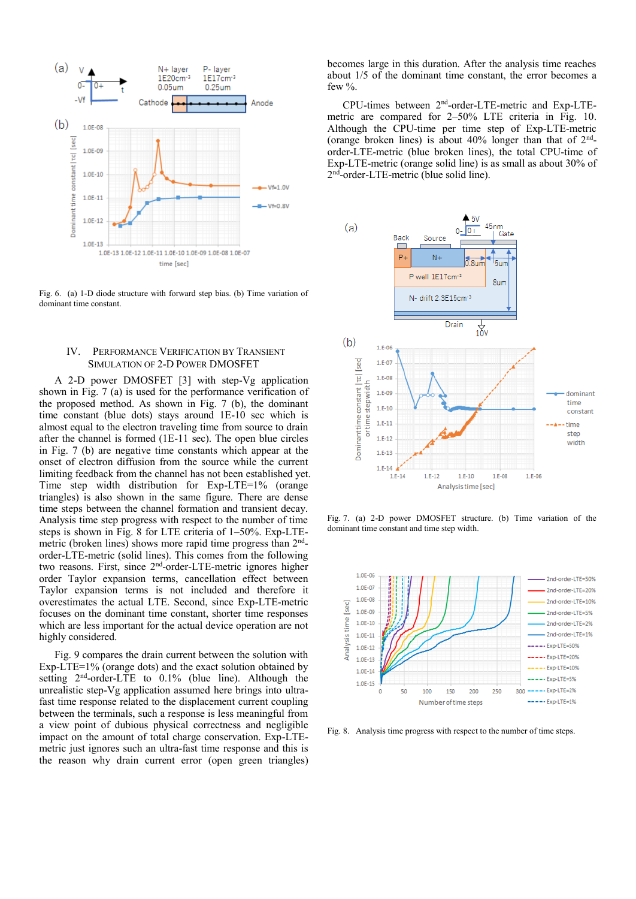(a)

V

0-

0+

t

-Vf

N+ layer
1E20cm⁻³
0.05um

P- layer
1E17cm⁻³
0.25um

Cathode

Anode

(b)

Dominant time constant |τc| [sec]

1.0E-08
1.0E-09
1.0E-10
1.0E-11
1.0E-12
1.0E-13

1.0E-13 1.0E-12 1.0E-11 1.0E-10 1.0E-09 1.0E-08 1.0E-07

time [sec]

Vf=1.0V
Vf=0.8V

Fig. 6. (a) 1-D diode structure with forward step bias. (b) Time variation of dominant time constant.

## IV. Performance Verification by Transient Simulation of 2-D Power DMOSFET

A 2-D power DMOSFET [3] with step-Vg application shown in Fig. 7 (a) is used for the performance verification of the proposed method. As shown in Fig. 7 (b), the dominant time constant (blue dots) stays around 1E-10 sec which is almost equal to the electron traveling time from source to drain after the channel is formed (1E-11 sec). The open blue circles in Fig. 7 (b) are negative time constants which appear at the onset of electron diffusion from the source while the current limiting feedback from the channel has not been established yet. Time step width distribution for Exp-LTE=1% (orange triangles) is also shown in the same figure. There are dense time steps between the channel formation and transient decay. Analysis time step progress with respect to the number of time steps is shown in Fig. 8 for LTE criteria of 1–50%. Exp-LTE-metric (broken lines) shows more rapid time progress than 2nd-order-LTE-metric (solid lines). This comes from the following two reasons. First, since 2nd-order-LTE-metric ignores higher order Taylor expansion terms, cancellation effect between Taylor expansion terms is not included and therefore it overestimates the actual LTE. Second, since Exp-LTE-metric focuses on the dominant time constant, shorter time responses which are less important for the actual device operation are not highly considered.

Fig. 9 compares the drain current between the solution with Exp-LTE=1% (orange dots) and the exact solution obtained by setting 2nd-order-LTE to 0.1% (blue line). Although the unrealistic step-Vg application assumed here brings into ultra-fast time response related to the displacement current coupling between the terminals, such a response is less meaningful from a view point of dubious physical correctness and negligible impact on the amount of total charge conservation. Exp-LTE-metric just ignores such an ultra-fast time response and this is the reason why drain current error (open green triangles) becomes large in this duration. After the analysis time reaches about 1/5 of the dominant time constant, the error becomes a few %.

CPU-times between 2nd-order-LTE-metric and Exp-LTE-metric are compared for 2–50% LTE criteria in Fig. 10. Although the CPU-time per time step of Exp-LTE-metric (orange broken lines) is about 40% longer than that of 2nd-order-LTE-metric (blue broken lines), the total CPU-time of Exp-LTE-metric (orange solid line) is as small as about 30% of 2nd-order-LTE-metric (blue solid line).

(a)

5V
0-
0
45nm
Gate
Back
Source
P+
N+
0.8um
5um
P well 1E17cm⁻³
8um
N- drift 2.3E15cm⁻³
Drain
10V

(b)

Dominanttime constant |τc| [sec]
or time stepwidth

1.E-06
1.E-07
1.E-08
1.E-09
1.E-10
1.E-11
1.E-12
1.E-13
1.E-14

1.E-14 1.E-12 1.E-10 1.E-08 1.E-06

Analysis time [sec]

dominant time constant
time step width

Fig. 7. (a) 2-D power DMOSFET structure. (b) Time variation of the dominant time constant and time step width.

Analysis time [sec]

1.0E-06
1.0E-07
1.0E-08
1.0E-09
1.0E-10
1.0E-11
1.0E-12
1.0E-13
1.0E-14
1.0E-15

0 50 100 150 200 250 300

Number of time steps

2nd-order-LTE=50%
2nd-order-LTE=20%
2nd-order-LTE=10%
2nd-order-LTE=5%
2nd-order-LTE=2%
2nd-order-LTE=1%
Exp-LTE=50%
Exp-LTE=20%
Exp-LTE=10%
Exp-LTE=5%
Exp-LTE=2%
Exp-LTE=1%

Fig. 8. Analysis time progress with respect to the number of time steps.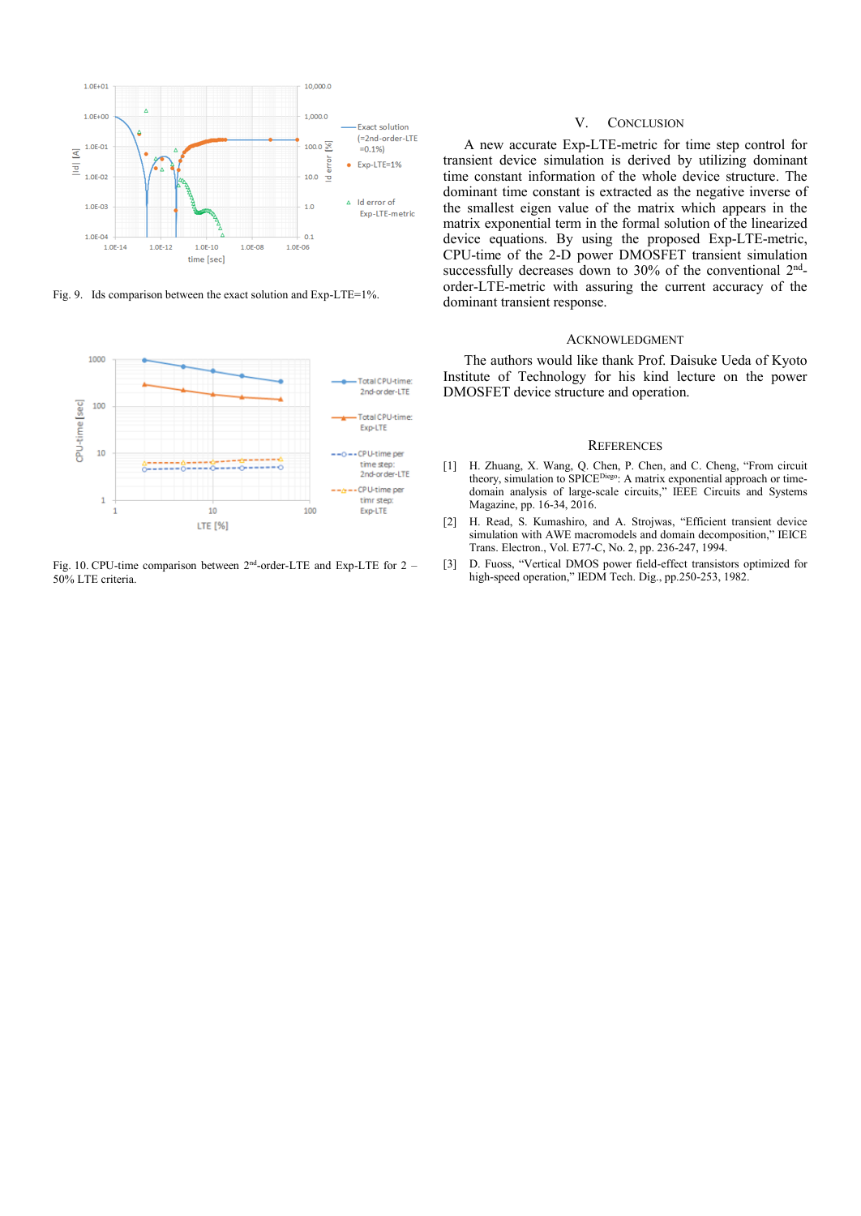1.0E+01
1.0E+00
1.0E-01
1.0E-02
1.0E-03
1.0E-04
|Id| [A]
10,000.0
1,000.0
100.0
10.0
1.0
0.1
Id error [%]
1.0E-14
1.0E-12
1.0E-10
1.0E-08
1.0E-06
time [sec]
Exact solution (=2nd-order-LTE =0.1%)
Exp-LTE=1%
Id error of Exp-LTE-metric

Fig. 9. Ids comparison between the exact solution and Exp-LTE=1%.

1000
100
10
1
CPU-time [sec]
1
10
100
LTE [%]
Total CPU-time: 2nd-order-LTE
Total CPU-time: Exp-LTE
CPU-time per time step: 2nd-order-LTE
CPU-time per timr step: Exp-LTE

Fig. 10. CPU-time comparison between 2nd-order-LTE and Exp-LTE for 2 – 50% LTE criteria.

## V. Conclusion

A new accurate Exp-LTE-metric for time step control for transient device simulation is derived by utilizing dominant time constant information of the whole device structure. The dominant time constant is extracted as the negative inverse of the smallest eigen value of the matrix which appears in the matrix exponential term in the formal solution of the linearized device equations. By using the proposed Exp-LTE-metric, CPU-time of the 2-D power DMOSFET transient simulation successfully decreases down to 30% of the conventional 2nd-order-LTE-metric with assuring the current accuracy of the dominant transient response.

## Acknowledgment

The authors would like thank Prof. Daisuke Ueda of Kyoto Institute of Technology for his kind lecture on the power DMOSFET device structure and operation.

## References

[1] H. Zhuang, X. Wang, Q. Chen, P. Chen, and C. Cheng, "From circuit theory, simulation to SPICE[Diego]: A matrix exponential approach or time-domain analysis of large-scale circuits," IEEE Circuits and Systems Magazine, pp. 16-34, 2016.

[2] H. Read, S. Kumashiro, and A. Strojwas, "Efficient transient device simulation with AWE macromodels and domain decomposition," IEICE Trans. Electron., Vol. E77-C, No. 2, pp. 236-247, 1994.

[3] D. Fuoss, "Vertical DMOS power field-effect transistors optimized for high-speed operation," IEDM Tech. Dig., pp.250-253, 1982.